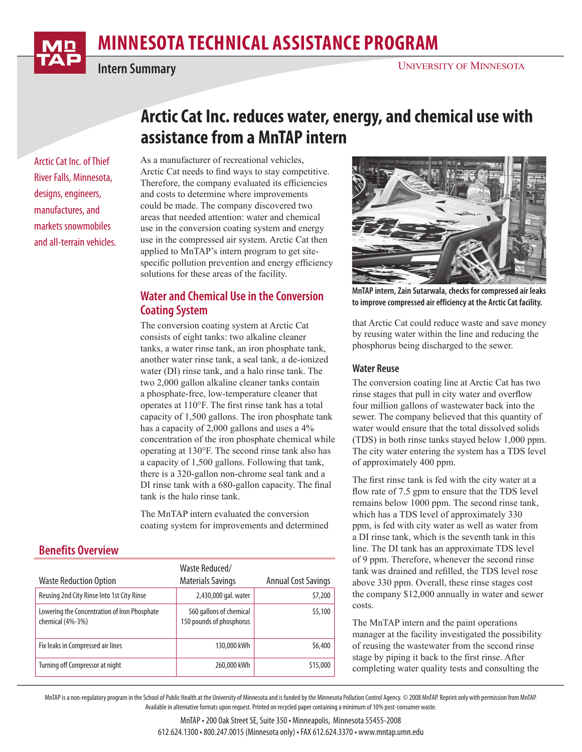# MINNESOTA TECHNICAL ASSISTANCE PROGRAM

**Intern Summary**

UNIVERSITY OF MINNESOTA

# Arctic Cat Inc. reduces water, energy, and chemical use with assistance from a MnTAP intern

Arctic Cat Inc. of Thief River Falls, Minnesota, designs, engineers, manufactures, and markets snowmobiles and all-terrain vehicles.

As a manufacturer of recreational vehicles, Arctic Cat needs to find ways to stay competitive. Therefore, the company evaluated its efficiencies and costs to determine where improvements could be made. The company discovered two areas that needed attention: water and chemical use in the conversion coating system and energy use in the compressed air system. Arctic Cat then applied to MnTAP's intern program to get site-specific pollution prevention and energy efficiency solutions for these areas of the facility.

## Water and Chemical Use in the Conversion Coating System

The conversion coating system at Arctic Cat consists of eight tanks: two alkaline cleaner tanks, a water rinse tank, an iron phosphate tank, another water rinse tank, a seal tank, a de-ionized water (DI) rinse tank, and a halo rinse tank. The two 2,000 gallon alkaline cleaner tanks contain a phosphate-free, low-temperature cleaner that operates at 110°F. The first rinse tank has a total capacity of 1,500 gallons. The iron phosphate tank has a capacity of 2,000 gallons and uses a 4% concentration of the iron phosphate chemical while operating at 130°F. The second rinse tank also has a capacity of 1,500 gallons. Following that tank, there is a 320-gallon non-chrome seal tank and a DI rinse tank with a 680-gallon capacity. The final tank is the halo rinse tank.

The MnTAP intern evaluated the conversion coating system for improvements and determined that Arctic Cat could reduce waste and save money by reusing water within the line and reducing the phosphorus being discharged to the sewer.

MnTAP intern, Zain Sutarwala, checks for compressed air leaks to improve compressed air efficiency at the Arctic Cat facility.

### Water Reuse

The conversion coating line at Arctic Cat has two rinse stages that pull in city water and overflow four million gallons of wastewater back into the sewer. The company believed that this quantity of water would ensure that the total dissolved solids (TDS) in both rinse tanks stayed below 1,000 ppm. The city water entering the system has a TDS level of approximately 400 ppm.

The first rinse tank is fed with the city water at a flow rate of 7.5 gpm to ensure that the TDS level remains below 1000 ppm. The second rinse tank, which has a TDS level of approximately 330 ppm, is fed with city water as well as water from a DI rinse tank, which is the seventh tank in this line. The DI tank has an approximate TDS level of 9 ppm. Therefore, whenever the second rinse tank was drained and refilled, the TDS level rose above 330 ppm. Overall, these rinse stages cost the company $12,000 annually in water and sewer costs.

The MnTAP intern and the paint operations manager at the facility investigated the possibility of reusing the wastewater from the second rinse stage by piping it back to the first rinse. After completing water quality tests and consulting the

## Benefits Overview

| Waste Reduction Option | Waste Reduced/ Materials Savings | Annual Cost Savings |
|---|---|---|
| Reusing 2nd City Rinse Into 1st City Rinse | 2,430,000 gal. water | $7,200 |
| Lowering the Concentration of Iron Phosphate chemical (4%-3%) | 560 gallons of chemical 150 pounds of phosphorus | $5,100 |
| Fix leaks in Compressed air lines | 130,000 kWh | $6,400 |
| Turning off Compressor at night | 260,000 kWh | $15,000 |

MnTAP is a non-regulatory program in the School of Public Health at the University of Minnesota and is funded by the Minnesota Pollution Control Agency. © 2008 MnTAP. Reprint only with permission from MnTAP. Available in alternative formats upon request. Printed on recycled paper containing a minimum of 10% post-consumer waste.

MnTAP • 200 Oak Street SE, Suite 350 • Minneapolis, Minnesota 55455-2008
612.624.1300 • 800.247.0015 (Minnesota only) • FAX 612.624.3370 • www.mntap.umn.edu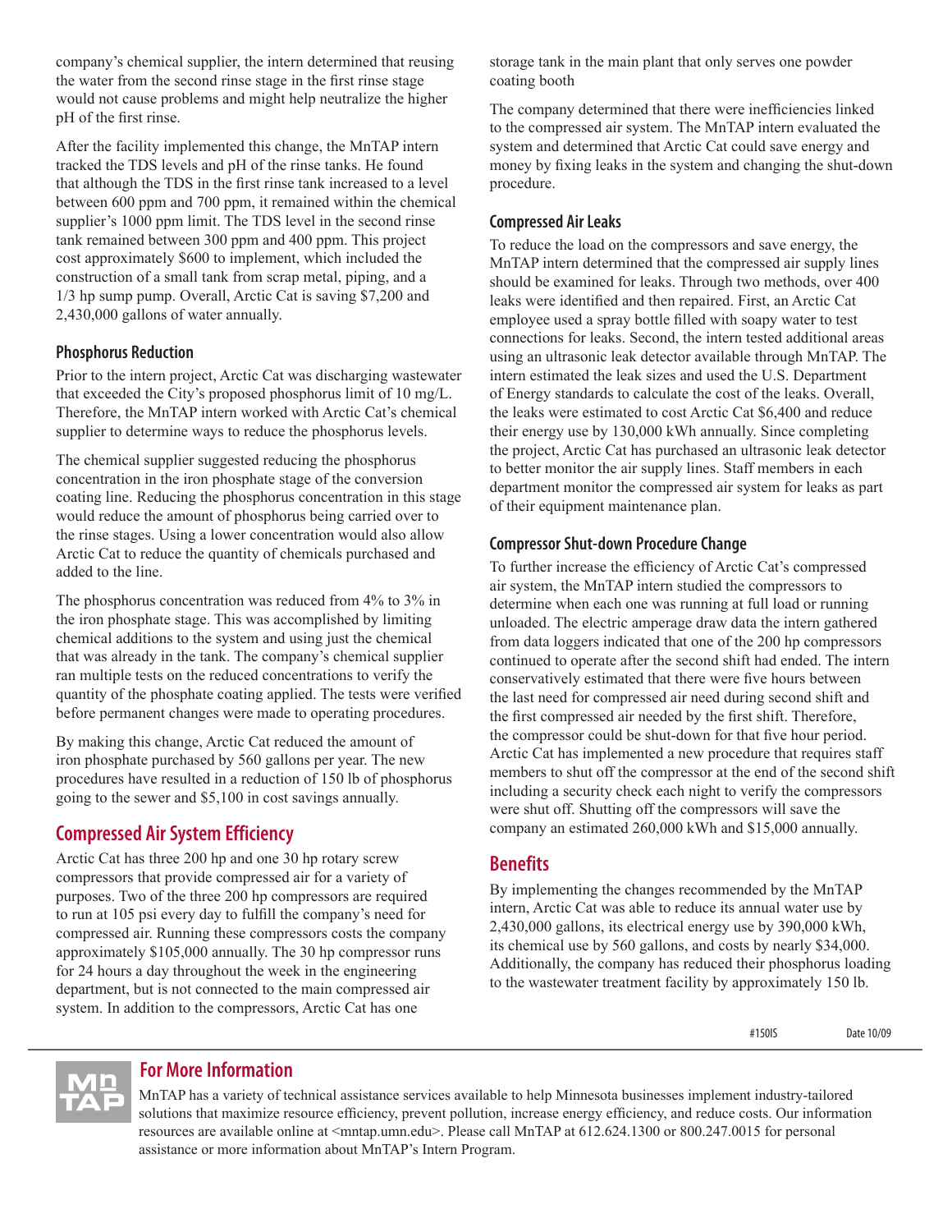company's chemical supplier, the intern determined that reusing the water from the second rinse stage in the first rinse stage would not cause problems and might help neutralize the higher pH of the first rinse.

After the facility implemented this change, the MnTAP intern tracked the TDS levels and pH of the rinse tanks. He found that although the TDS in the first rinse tank increased to a level between 600 ppm and 700 ppm, it remained within the chemical supplier's 1000 ppm limit. The TDS level in the second rinse tank remained between 300 ppm and 400 ppm. This project cost approximately $600 to implement, which included the construction of a small tank from scrap metal, piping, and a 1/3 hp sump pump. Overall, Arctic Cat is saving $7,200 and 2,430,000 gallons of water annually.

### Phosphorus Reduction

Prior to the intern project, Arctic Cat was discharging wastewater that exceeded the City's proposed phosphorus limit of 10 mg/L. Therefore, the MnTAP intern worked with Arctic Cat's chemical supplier to determine ways to reduce the phosphorus levels.

The chemical supplier suggested reducing the phosphorus concentration in the iron phosphate stage of the conversion coating line. Reducing the phosphorus concentration in this stage would reduce the amount of phosphorus being carried over to the rinse stages. Using a lower concentration would also allow Arctic Cat to reduce the quantity of chemicals purchased and added to the line.

The phosphorus concentration was reduced from 4% to 3% in the iron phosphate stage. This was accomplished by limiting chemical additions to the system and using just the chemical that was already in the tank. The company's chemical supplier ran multiple tests on the reduced concentrations to verify the quantity of the phosphate coating applied. The tests were verified before permanent changes were made to operating procedures.

By making this change, Arctic Cat reduced the amount of iron phosphate purchased by 560 gallons per year. The new procedures have resulted in a reduction of 150 lb of phosphorus going to the sewer and $5,100 in cost savings annually.

## Compressed Air System Efficiency

Arctic Cat has three 200 hp and one 30 hp rotary screw compressors that provide compressed air for a variety of purposes. Two of the three 200 hp compressors are required to run at 105 psi every day to fulfill the company's need for compressed air. Running these compressors costs the company approximately $105,000 annually. The 30 hp compressor runs for 24 hours a day throughout the week in the engineering department, but is not connected to the main compressed air system. In addition to the compressors, Arctic Cat has one storage tank in the main plant that only serves one powder coating booth

The company determined that there were inefficiencies linked to the compressed air system. The MnTAP intern evaluated the system and determined that Arctic Cat could save energy and money by fixing leaks in the system and changing the shut-down procedure.

### Compressed Air Leaks

To reduce the load on the compressors and save energy, the MnTAP intern determined that the compressed air supply lines should be examined for leaks. Through two methods, over 400 leaks were identified and then repaired. First, an Arctic Cat employee used a spray bottle filled with soapy water to test connections for leaks. Second, the intern tested additional areas using an ultrasonic leak detector available through MnTAP. The intern estimated the leak sizes and used the U.S. Department of Energy standards to calculate the cost of the leaks. Overall, the leaks were estimated to cost Arctic Cat $6,400 and reduce their energy use by 130,000 kWh annually. Since completing the project, Arctic Cat has purchased an ultrasonic leak detector to better monitor the air supply lines. Staff members in each department monitor the compressed air system for leaks as part of their equipment maintenance plan.

### Compressor Shut-down Procedure Change

To further increase the efficiency of Arctic Cat's compressed air system, the MnTAP intern studied the compressors to determine when each one was running at full load or running unloaded. The electric amperage draw data the intern gathered from data loggers indicated that one of the 200 hp compressors continued to operate after the second shift had ended. The intern conservatively estimated that there were five hours between the last need for compressed air need during second shift and the first compressed air needed by the first shift. Therefore, the compressor could be shut-down for that five hour period. Arctic Cat has implemented a new procedure that requires staff members to shut off the compressor at the end of the second shift including a security check each night to verify the compressors were shut off. Shutting off the compressors will save the company an estimated 260,000 kWh and $15,000 annually.

## Benefits

By implementing the changes recommended by the MnTAP intern, Arctic Cat was able to reduce its annual water use by 2,430,000 gallons, its electrical energy use by 390,000 kWh, its chemical use by 560 gallons, and costs by nearly $34,000. Additionally, the company has reduced their phosphorus loading to the wastewater treatment facility by approximately 150 lb.

#150IS Date 10/09

## For More Information

MnTAP has a variety of technical assistance services available to help Minnesota businesses implement industry-tailored solutions that maximize resource efficiency, prevent pollution, increase energy efficiency, and reduce costs. Our information resources are available online at <mntap.umn.edu>. Please call MnTAP at 612.624.1300 or 800.247.0015 for personal assistance or more information about MnTAP's Intern Program.